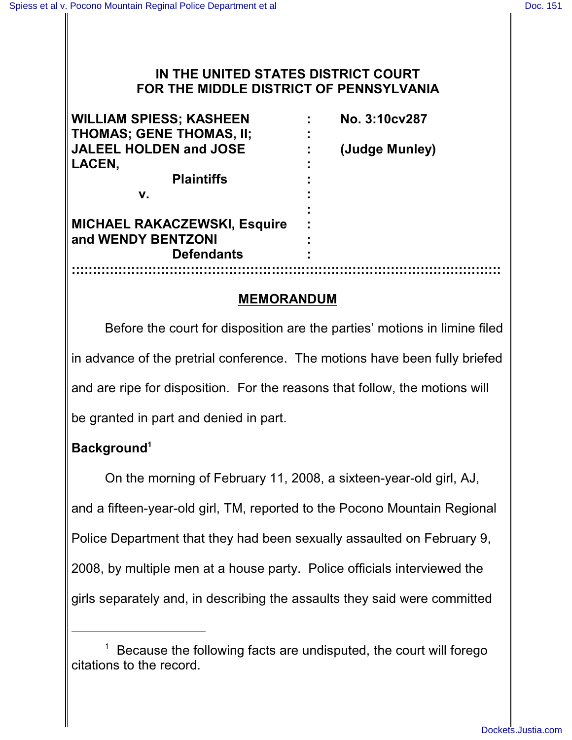# IN THE UNITED STATES DISTRICT COURT FOR THE MIDDLE DISTRICT OF PENNSYLVANIA

| | | |
|---|---|---|
| **WILLIAM SPIESS; KASHEEN THOMAS; GENE THOMAS, II; JALEEL HOLDEN and JOSE LACEN,** | : | **No. 3:10cv287** |
| **Plaintiffs** | : | **(Judge Munley)** |
| **v.** | : | |
| **MICHAEL RAKACZEWSKI, Esquire and WENDY BENTZONI** | : | |
| **Defendants** | : | |

## MEMORANDUM

Before the court for disposition are the parties' motions in limine filed in advance of the pretrial conference. The motions have been fully briefed and are ripe for disposition. For the reasons that follow, the motions will be granted in part and denied in part.

**Background**[1]

On the morning of February 11, 2008, a sixteen-year-old girl, AJ, and a fifteen-year-old girl, TM, reported to the Pocono Mountain Regional Police Department that they had been sexually assaulted on February 9, 2008, by multiple men at a house party. Police officials interviewed the girls separately and, in describing the assaults they said were committed

[1] Because the following facts are undisputed, the court will forego citations to the record.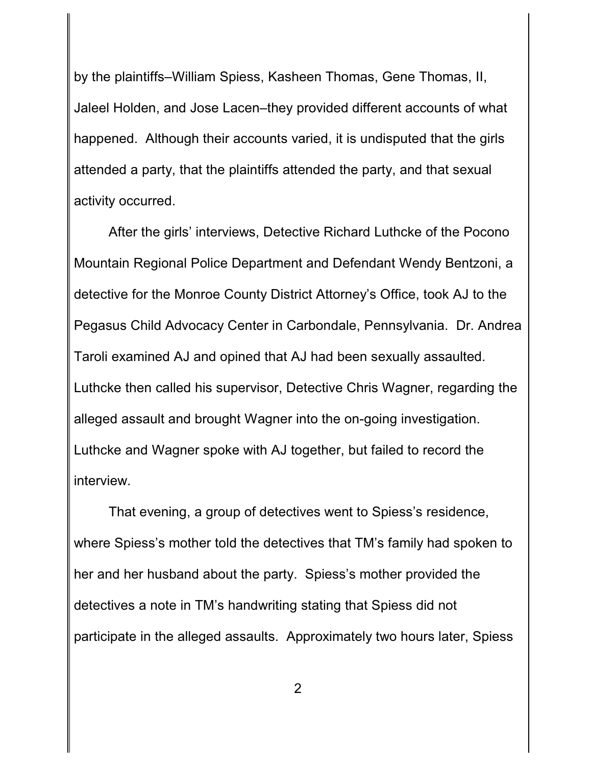by the plaintiffs–William Spiess, Kasheen Thomas, Gene Thomas, II, Jaleel Holden, and Jose Lacen–they provided different accounts of what happened. Although their accounts varied, it is undisputed that the girls attended a party, that the plaintiffs attended the party, and that sexual activity occurred.

After the girls' interviews, Detective Richard Luthcke of the Pocono Mountain Regional Police Department and Defendant Wendy Bentzoni, a detective for the Monroe County District Attorney's Office, took AJ to the Pegasus Child Advocacy Center in Carbondale, Pennsylvania. Dr. Andrea Taroli examined AJ and opined that AJ had been sexually assaulted. Luthcke then called his supervisor, Detective Chris Wagner, regarding the alleged assault and brought Wagner into the on-going investigation. Luthcke and Wagner spoke with AJ together, but failed to record the interview.

That evening, a group of detectives went to Spiess's residence, where Spiess's mother told the detectives that TM's family had spoken to her and her husband about the party. Spiess's mother provided the detectives a note in TM's handwriting stating that Spiess did not participate in the alleged assaults. Approximately two hours later, Spiess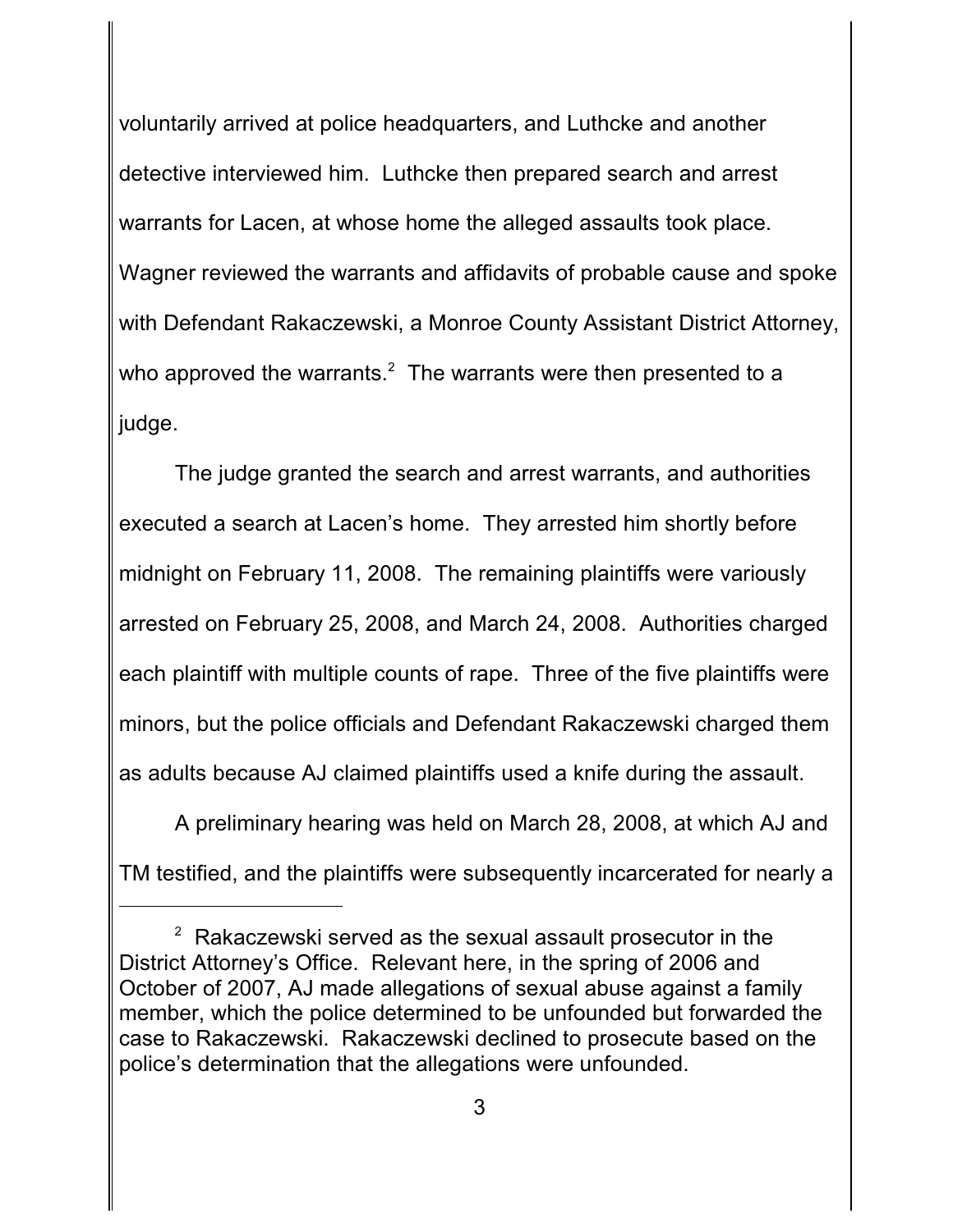voluntarily arrived at police headquarters, and Luthcke and another detective interviewed him. Luthcke then prepared search and arrest warrants for Lacen, at whose home the alleged assaults took place. Wagner reviewed the warrants and affidavits of probable cause and spoke with Defendant Rakaczewski, a Monroe County Assistant District Attorney, who approved the warrants.[2] The warrants were then presented to a judge.

The judge granted the search and arrest warrants, and authorities executed a search at Lacen's home. They arrested him shortly before midnight on February 11, 2008. The remaining plaintiffs were variously arrested on February 25, 2008, and March 24, 2008. Authorities charged each plaintiff with multiple counts of rape. Three of the five plaintiffs were minors, but the police officials and Defendant Rakaczewski charged them as adults because AJ claimed plaintiffs used a knife during the assault.

A preliminary hearing was held on March 28, 2008, at which AJ and TM testified, and the plaintiffs were subsequently incarcerated for nearly a

---

[2] Rakaczewski served as the sexual assault prosecutor in the District Attorney's Office. Relevant here, in the spring of 2006 and October of 2007, AJ made allegations of sexual abuse against a family member, which the police determined to be unfounded but forwarded the case to Rakaczewski. Rakaczewski declined to prosecute based on the police's determination that the allegations were unfounded.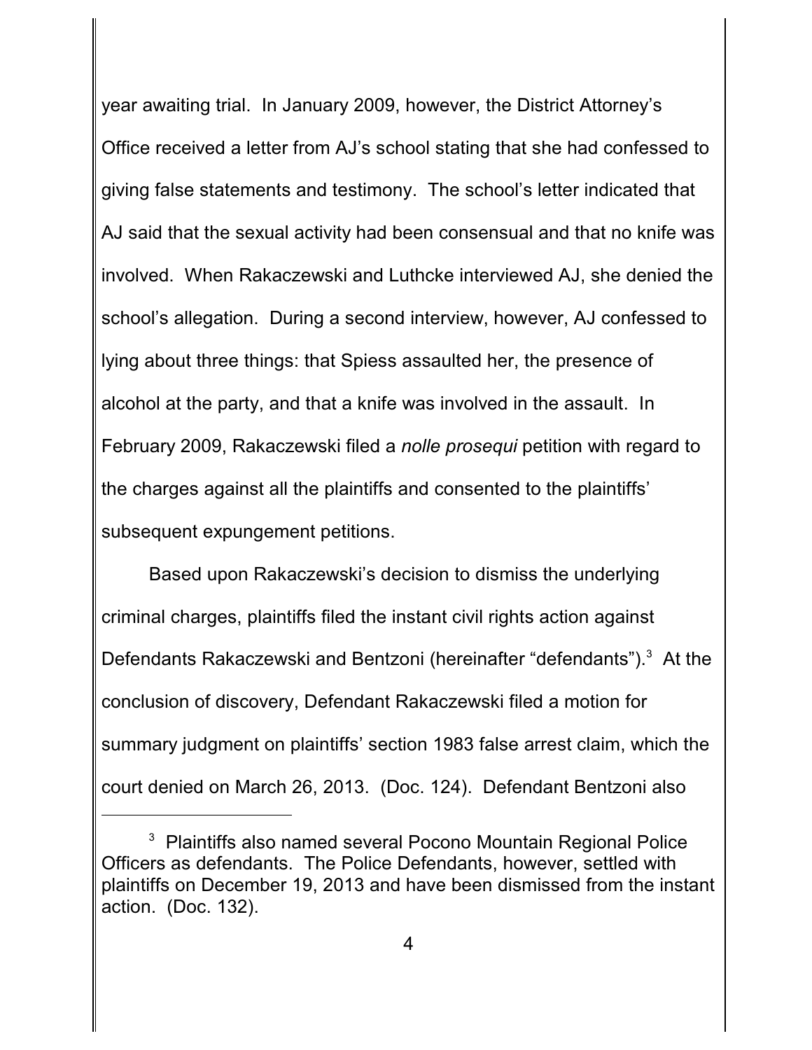year awaiting trial. In January 2009, however, the District Attorney's Office received a letter from AJ's school stating that she had confessed to giving false statements and testimony. The school's letter indicated that AJ said that the sexual activity had been consensual and that no knife was involved. When Rakaczewski and Luthcke interviewed AJ, she denied the school's allegation. During a second interview, however, AJ confessed to lying about three things: that Spiess assaulted her, the presence of alcohol at the party, and that a knife was involved in the assault. In February 2009, Rakaczewski filed a *nolle prosequi* petition with regard to the charges against all the plaintiffs and consented to the plaintiffs' subsequent expungement petitions.

Based upon Rakaczewski's decision to dismiss the underlying criminal charges, plaintiffs filed the instant civil rights action against Defendants Rakaczewski and Bentzoni (hereinafter "defendants").[3] At the conclusion of discovery, Defendant Rakaczewski filed a motion for summary judgment on plaintiffs' section 1983 false arrest claim, which the court denied on March 26, 2013. (Doc. 124). Defendant Bentzoni also

---

[3] Plaintiffs also named several Pocono Mountain Regional Police Officers as defendants. The Police Defendants, however, settled with plaintiffs on December 19, 2013 and have been dismissed from the instant action. (Doc. 132).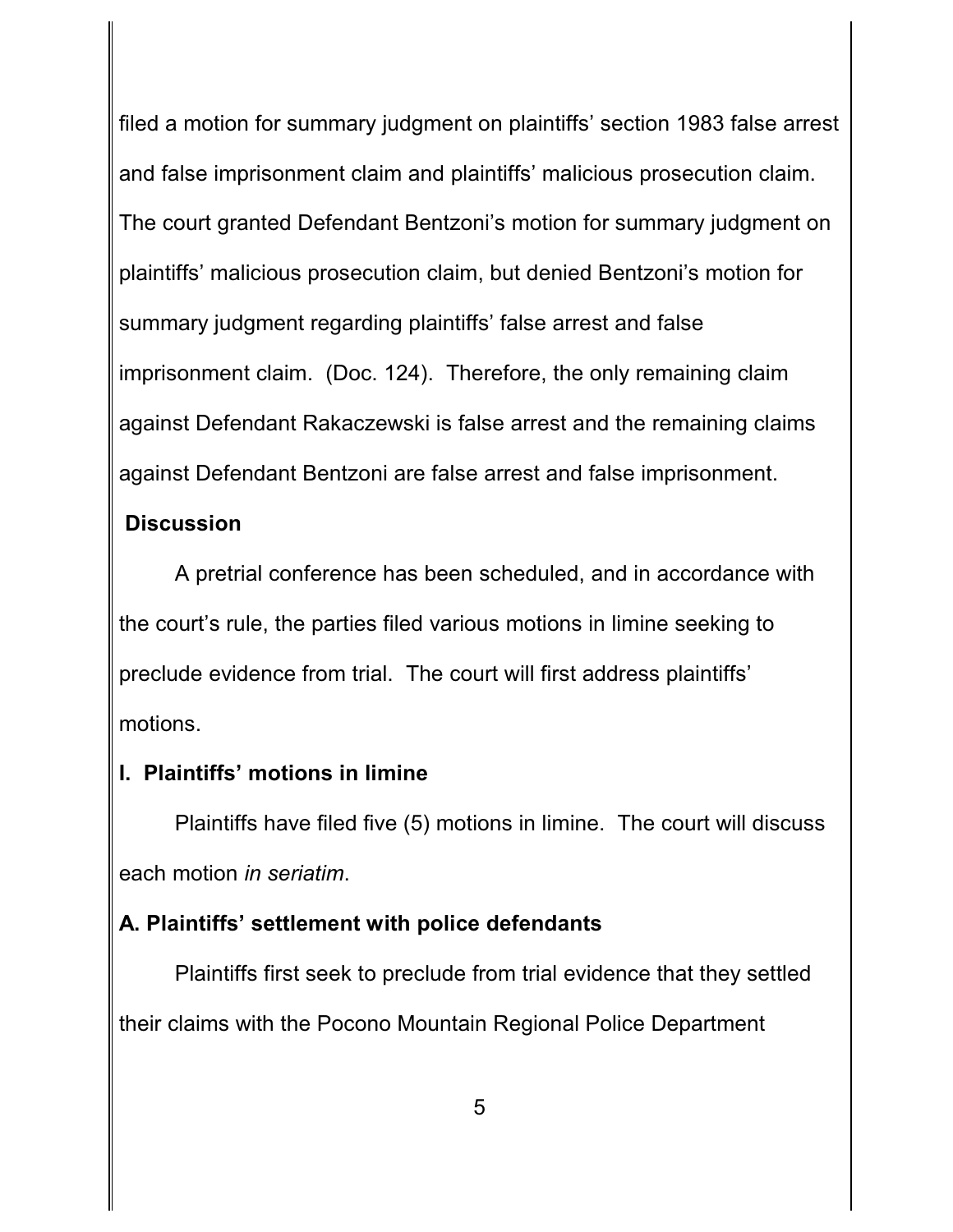filed a motion for summary judgment on plaintiffs' section 1983 false arrest and false imprisonment claim and plaintiffs' malicious prosecution claim. The court granted Defendant Bentzoni's motion for summary judgment on plaintiffs' malicious prosecution claim, but denied Bentzoni's motion for summary judgment regarding plaintiffs' false arrest and false imprisonment claim. (Doc. 124). Therefore, the only remaining claim against Defendant Rakaczewski is false arrest and the remaining claims against Defendant Bentzoni are false arrest and false imprisonment.

## Discussion

A pretrial conference has been scheduled, and in accordance with the court's rule, the parties filed various motions in limine seeking to preclude evidence from trial. The court will first address plaintiffs' motions.

## I. Plaintiffs' motions in limine

Plaintiffs have filed five (5) motions in limine. The court will discuss each motion *in seriatim*.

### A. Plaintiffs' settlement with police defendants

Plaintiffs first seek to preclude from trial evidence that they settled their claims with the Pocono Mountain Regional Police Department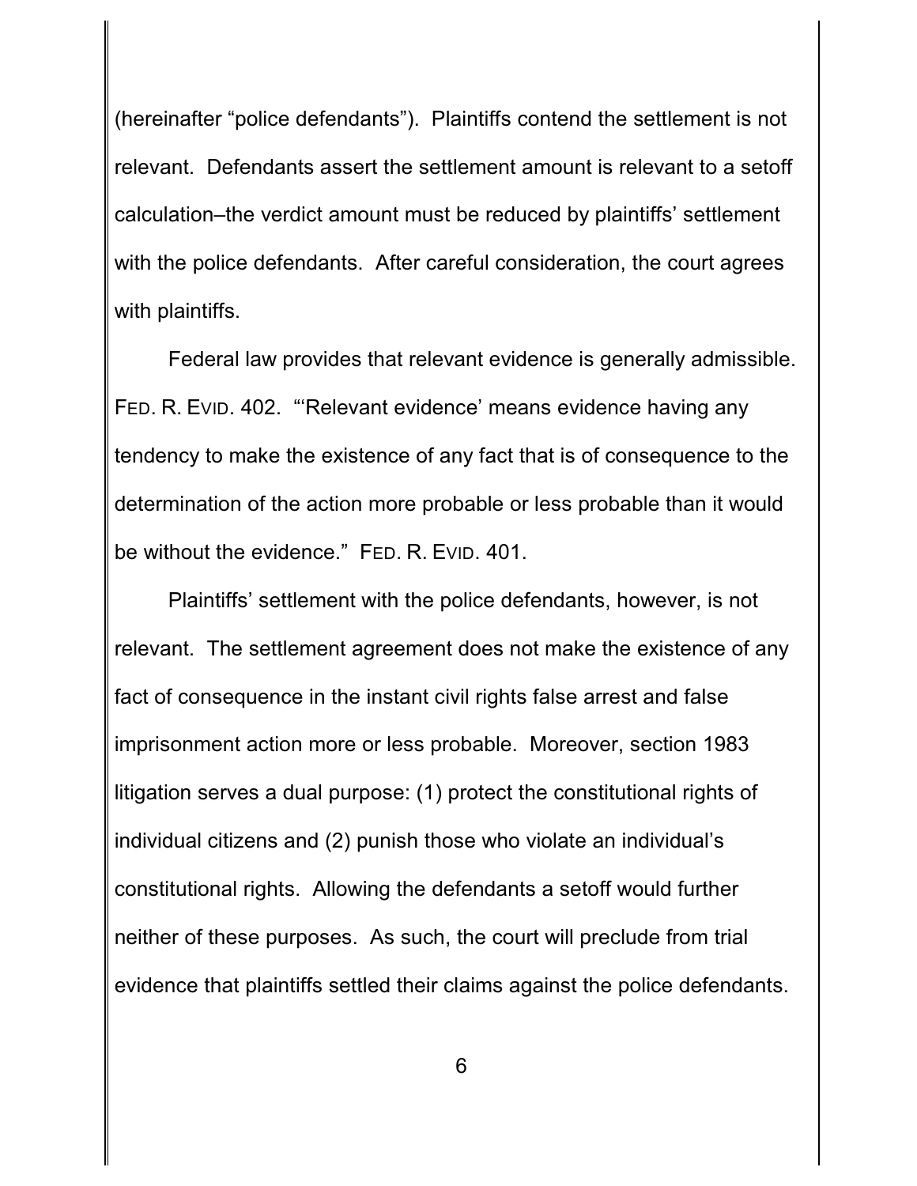(hereinafter "police defendants"). Plaintiffs contend the settlement is not relevant. Defendants assert the settlement amount is relevant to a setoff calculation–the verdict amount must be reduced by plaintiffs' settlement with the police defendants. After careful consideration, the court agrees with plaintiffs.

Federal law provides that relevant evidence is generally admissible. FED. R. EVID. 402. "'Relevant evidence' means evidence having any tendency to make the existence of any fact that is of consequence to the determination of the action more probable or less probable than it would be without the evidence." FED. R. EVID. 401.

Plaintiffs' settlement with the police defendants, however, is not relevant. The settlement agreement does not make the existence of any fact of consequence in the instant civil rights false arrest and false imprisonment action more or less probable. Moreover, section 1983 litigation serves a dual purpose: (1) protect the constitutional rights of individual citizens and (2) punish those who violate an individual's constitutional rights. Allowing the defendants a setoff would further neither of these purposes. As such, the court will preclude from trial evidence that plaintiffs settled their claims against the police defendants.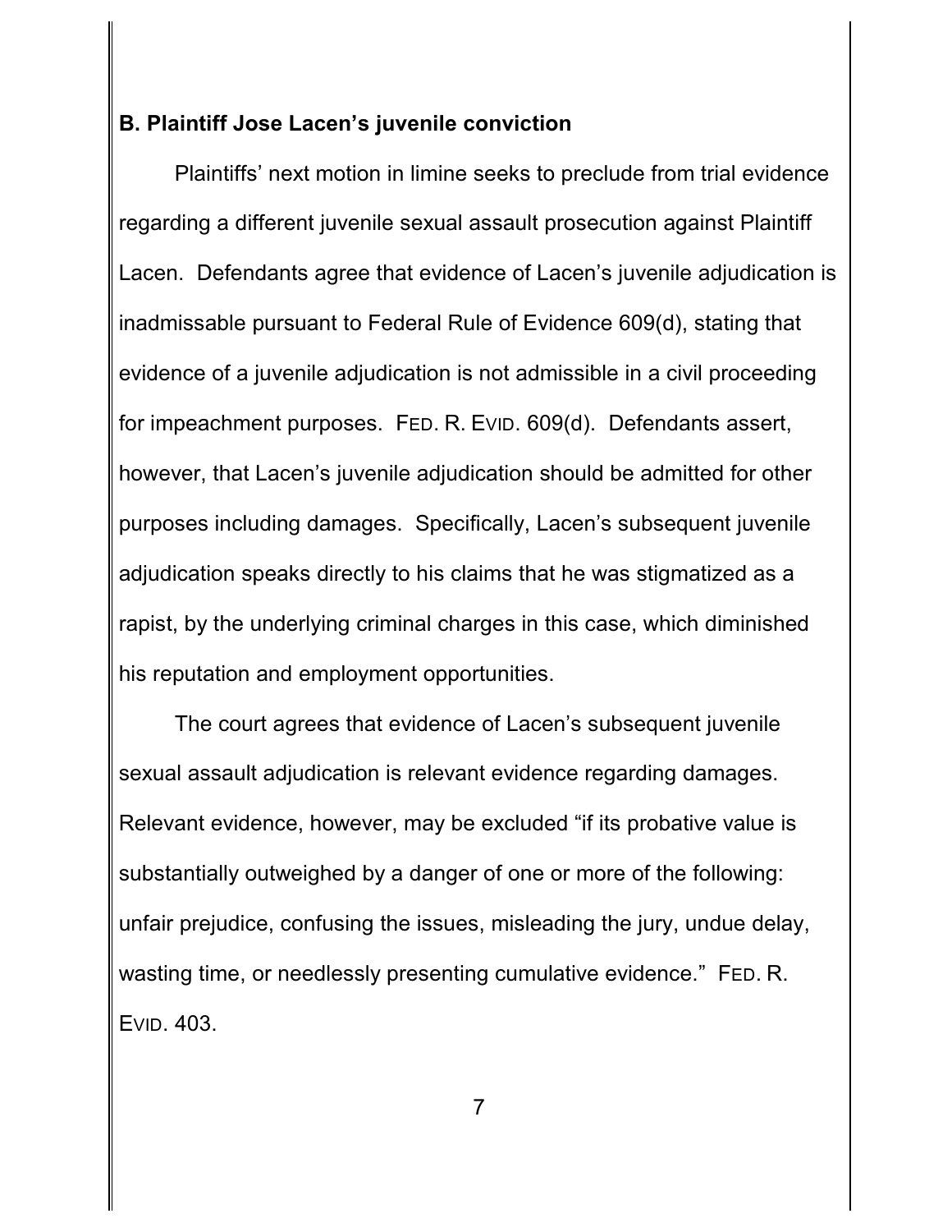**B. Plaintiff Jose Lacen's juvenile conviction**

Plaintiffs' next motion in limine seeks to preclude from trial evidence regarding a different juvenile sexual assault prosecution against Plaintiff Lacen. Defendants agree that evidence of Lacen's juvenile adjudication is inadmissable pursuant to Federal Rule of Evidence 609(d), stating that evidence of a juvenile adjudication is not admissible in a civil proceeding for impeachment purposes. FED. R. EVID. 609(d). Defendants assert, however, that Lacen's juvenile adjudication should be admitted for other purposes including damages. Specifically, Lacen's subsequent juvenile adjudication speaks directly to his claims that he was stigmatized as a rapist, by the underlying criminal charges in this case, which diminished his reputation and employment opportunities.

The court agrees that evidence of Lacen's subsequent juvenile sexual assault adjudication is relevant evidence regarding damages. Relevant evidence, however, may be excluded "if its probative value is substantially outweighed by a danger of one or more of the following: unfair prejudice, confusing the issues, misleading the jury, undue delay, wasting time, or needlessly presenting cumulative evidence." FED. R. EVID. 403.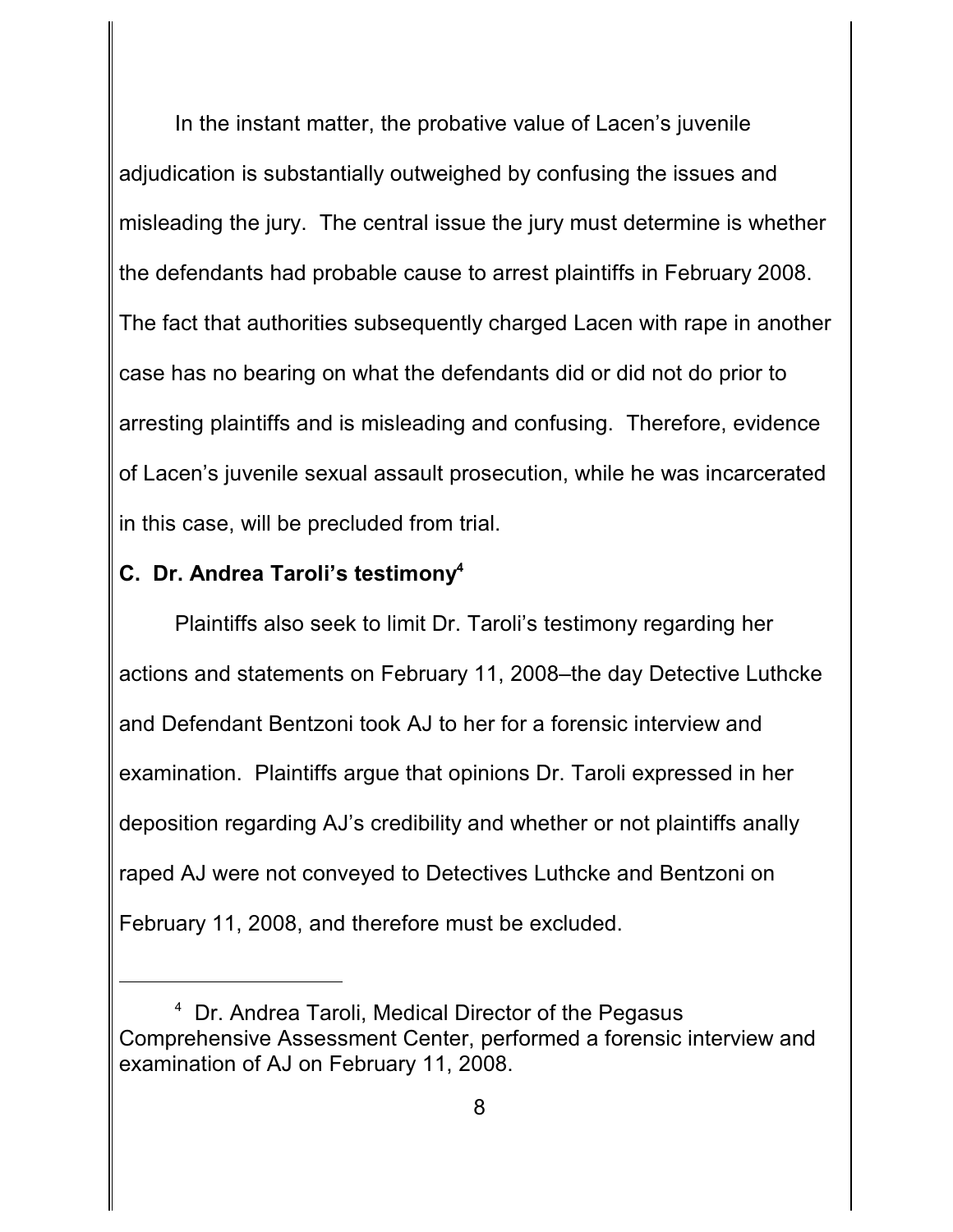In the instant matter, the probative value of Lacen's juvenile adjudication is substantially outweighed by confusing the issues and misleading the jury. The central issue the jury must determine is whether the defendants had probable cause to arrest plaintiffs in February 2008. The fact that authorities subsequently charged Lacen with rape in another case has no bearing on what the defendants did or did not do prior to arresting plaintiffs and is misleading and confusing. Therefore, evidence of Lacen's juvenile sexual assault prosecution, while he was incarcerated in this case, will be precluded from trial.

**C. Dr. Andrea Taroli's testimony[4]**

Plaintiffs also seek to limit Dr. Taroli's testimony regarding her actions and statements on February 11, 2008–the day Detective Luthcke and Defendant Bentzoni took AJ to her for a forensic interview and examination. Plaintiffs argue that opinions Dr. Taroli expressed in her deposition regarding AJ's credibility and whether or not plaintiffs anally raped AJ were not conveyed to Detectives Luthcke and Bentzoni on February 11, 2008, and therefore must be excluded.

---

[4] Dr. Andrea Taroli, Medical Director of the Pegasus Comprehensive Assessment Center, performed a forensic interview and examination of AJ on February 11, 2008.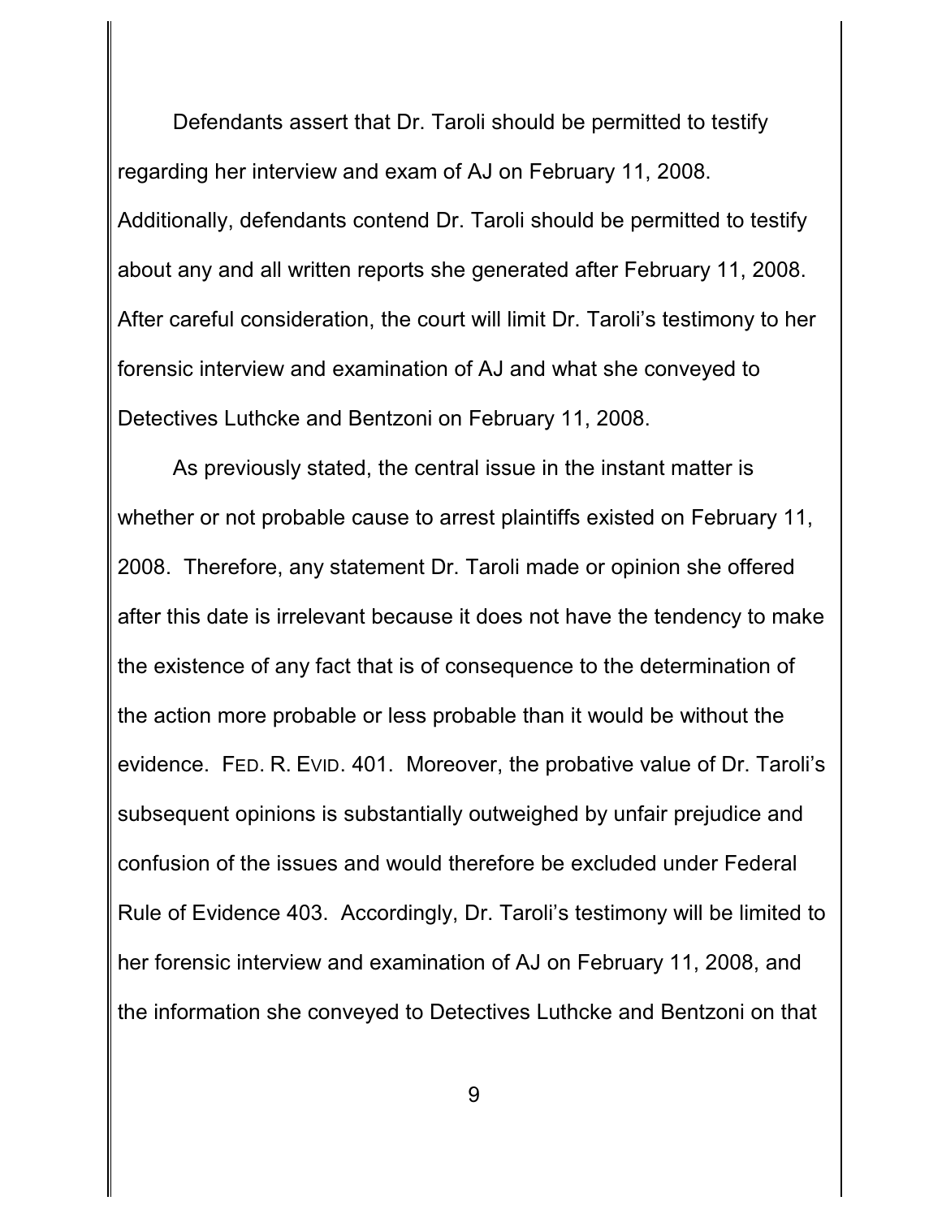Defendants assert that Dr. Taroli should be permitted to testify regarding her interview and exam of AJ on February 11, 2008. Additionally, defendants contend Dr. Taroli should be permitted to testify about any and all written reports she generated after February 11, 2008. After careful consideration, the court will limit Dr. Taroli's testimony to her forensic interview and examination of AJ and what she conveyed to Detectives Luthcke and Bentzoni on February 11, 2008.

As previously stated, the central issue in the instant matter is whether or not probable cause to arrest plaintiffs existed on February 11, 2008. Therefore, any statement Dr. Taroli made or opinion she offered after this date is irrelevant because it does not have the tendency to make the existence of any fact that is of consequence to the determination of the action more probable or less probable than it would be without the evidence. FED. R. EVID. 401. Moreover, the probative value of Dr. Taroli's subsequent opinions is substantially outweighed by unfair prejudice and confusion of the issues and would therefore be excluded under Federal Rule of Evidence 403. Accordingly, Dr. Taroli's testimony will be limited to her forensic interview and examination of AJ on February 11, 2008, and the information she conveyed to Detectives Luthcke and Bentzoni on that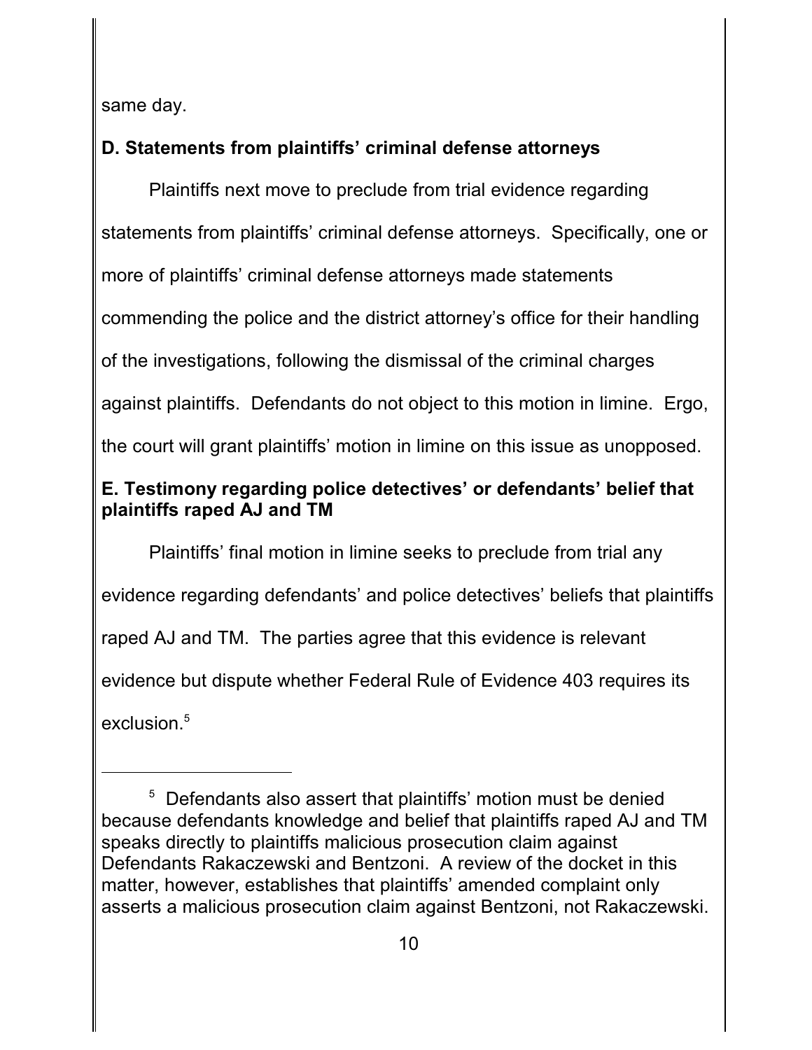same day.

### D. Statements from plaintiffs' criminal defense attorneys

Plaintiffs next move to preclude from trial evidence regarding statements from plaintiffs' criminal defense attorneys. Specifically, one or more of plaintiffs' criminal defense attorneys made statements commending the police and the district attorney's office for their handling of the investigations, following the dismissal of the criminal charges against plaintiffs. Defendants do not object to this motion in limine. Ergo, the court will grant plaintiffs' motion in limine on this issue as unopposed.

### E. Testimony regarding police detectives' or defendants' belief that plaintiffs raped AJ and TM

Plaintiffs' final motion in limine seeks to preclude from trial any evidence regarding defendants' and police detectives' beliefs that plaintiffs raped AJ and TM. The parties agree that this evidence is relevant evidence but dispute whether Federal Rule of Evidence 403 requires its exclusion.[5]

---

[5] Defendants also assert that plaintiffs' motion must be denied because defendants knowledge and belief that plaintiffs raped AJ and TM speaks directly to plaintiffs malicious prosecution claim against Defendants Rakaczewski and Bentzoni. A review of the docket in this matter, however, establishes that plaintiffs' amended complaint only asserts a malicious prosecution claim against Bentzoni, not Rakaczewski.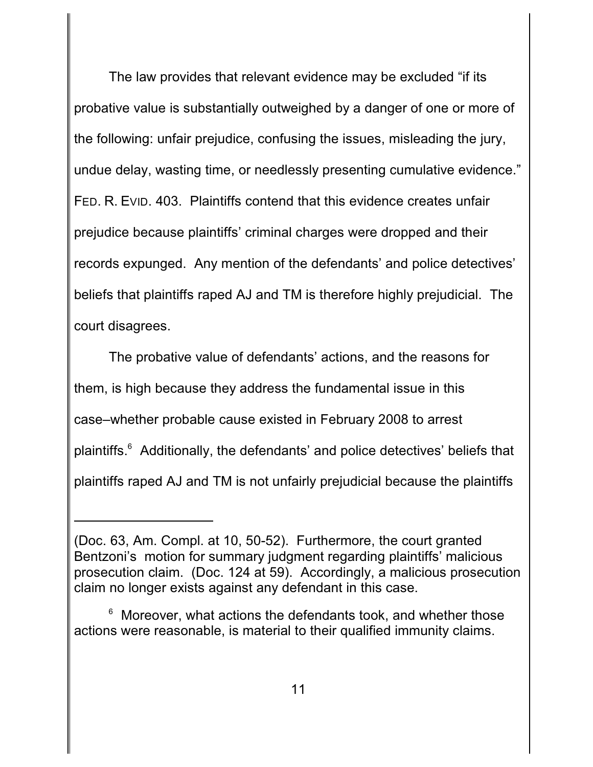The law provides that relevant evidence may be excluded "if its probative value is substantially outweighed by a danger of one or more of the following: unfair prejudice, confusing the issues, misleading the jury, undue delay, wasting time, or needlessly presenting cumulative evidence." FED. R. EVID. 403. Plaintiffs contend that this evidence creates unfair prejudice because plaintiffs' criminal charges were dropped and their records expunged. Any mention of the defendants' and police detectives' beliefs that plaintiffs raped AJ and TM is therefore highly prejudicial. The court disagrees.

The probative value of defendants' actions, and the reasons for them, is high because they address the fundamental issue in this case–whether probable cause existed in February 2008 to arrest plaintiffs.[6] Additionally, the defendants' and police detectives' beliefs that plaintiffs raped AJ and TM is not unfairly prejudicial because the plaintiffs

---

(Doc. 63, Am. Compl. at 10, 50-52). Furthermore, the court granted Bentzoni's motion for summary judgment regarding plaintiffs' malicious prosecution claim. (Doc. 124 at 59). Accordingly, a malicious prosecution claim no longer exists against any defendant in this case.

[6] Moreover, what actions the defendants took, and whether those actions were reasonable, is material to their qualified immunity claims.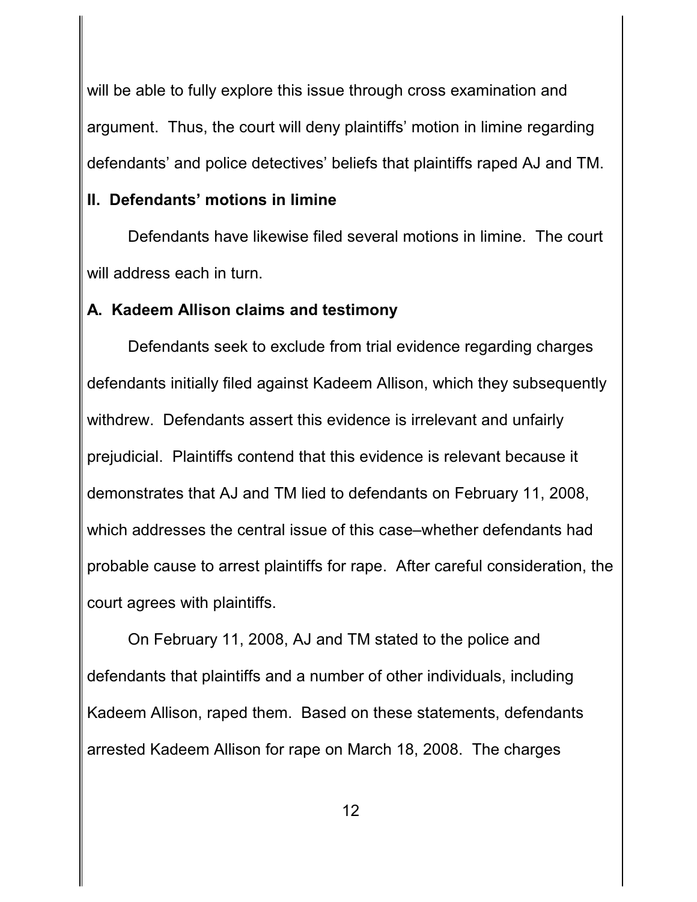will be able to fully explore this issue through cross examination and argument. Thus, the court will deny plaintiffs' motion in limine regarding defendants' and police detectives' beliefs that plaintiffs raped AJ and TM.

## II. Defendants' motions in limine

Defendants have likewise filed several motions in limine. The court will address each in turn.

### A. Kadeem Allison claims and testimony

Defendants seek to exclude from trial evidence regarding charges defendants initially filed against Kadeem Allison, which they subsequently withdrew. Defendants assert this evidence is irrelevant and unfairly prejudicial. Plaintiffs contend that this evidence is relevant because it demonstrates that AJ and TM lied to defendants on February 11, 2008, which addresses the central issue of this case–whether defendants had probable cause to arrest plaintiffs for rape. After careful consideration, the court agrees with plaintiffs.

On February 11, 2008, AJ and TM stated to the police and defendants that plaintiffs and a number of other individuals, including Kadeem Allison, raped them. Based on these statements, defendants arrested Kadeem Allison for rape on March 18, 2008. The charges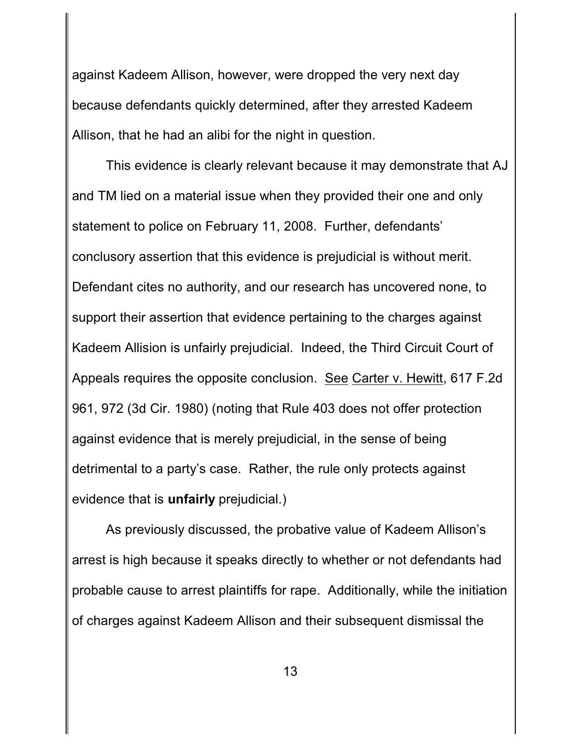against Kadeem Allison, however, were dropped the very next day because defendants quickly determined, after they arrested Kadeem Allison, that he had an alibi for the night in question.

This evidence is clearly relevant because it may demonstrate that AJ and TM lied on a material issue when they provided their one and only statement to police on February 11, 2008. Further, defendants' conclusory assertion that this evidence is prejudicial is without merit. Defendant cites no authority, and our research has uncovered none, to support their assertion that evidence pertaining to the charges against Kadeem Allison is unfairly prejudicial. Indeed, the Third Circuit Court of Appeals requires the opposite conclusion. See Carter v. Hewitt, 617 F.2d 961, 972 (3d Cir. 1980) (noting that Rule 403 does not offer protection against evidence that is merely prejudicial, in the sense of being detrimental to a party's case. Rather, the rule only protects against evidence that is **unfairly** prejudicial.)

As previously discussed, the probative value of Kadeem Allison's arrest is high because it speaks directly to whether or not defendants had probable cause to arrest plaintiffs for rape. Additionally, while the initiation of charges against Kadeem Allison and their subsequent dismissal the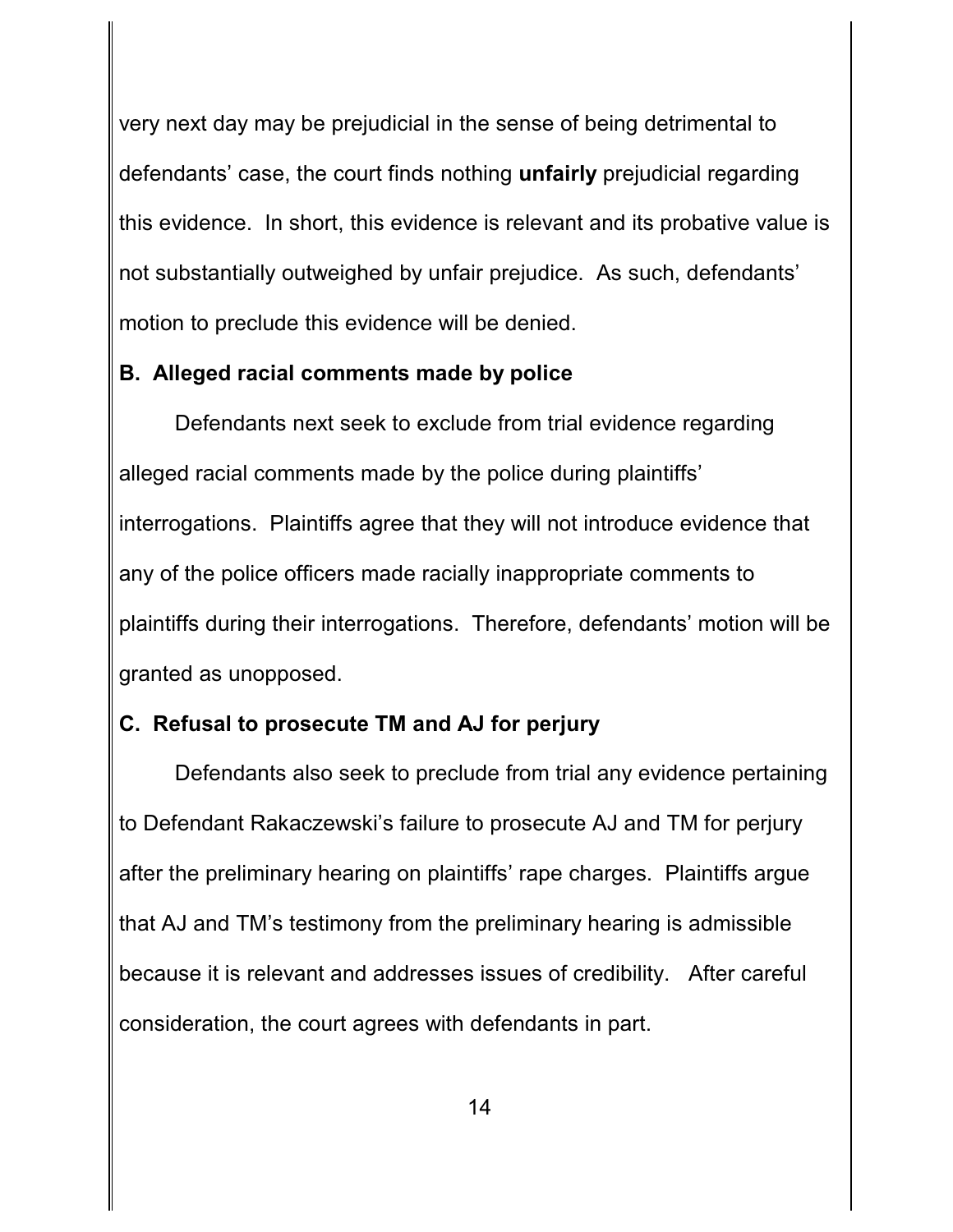very next day may be prejudicial in the sense of being detrimental to defendants' case, the court finds nothing **unfairly** prejudicial regarding this evidence. In short, this evidence is relevant and its probative value is not substantially outweighed by unfair prejudice. As such, defendants' motion to preclude this evidence will be denied.

**B. Alleged racial comments made by police**

Defendants next seek to exclude from trial evidence regarding alleged racial comments made by the police during plaintiffs' interrogations. Plaintiffs agree that they will not introduce evidence that any of the police officers made racially inappropriate comments to plaintiffs during their interrogations. Therefore, defendants' motion will be granted as unopposed.

**C. Refusal to prosecute TM and AJ for perjury**

Defendants also seek to preclude from trial any evidence pertaining to Defendant Rakaczewski's failure to prosecute AJ and TM for perjury after the preliminary hearing on plaintiffs' rape charges. Plaintiffs argue that AJ and TM's testimony from the preliminary hearing is admissible because it is relevant and addresses issues of credibility. After careful consideration, the court agrees with defendants in part.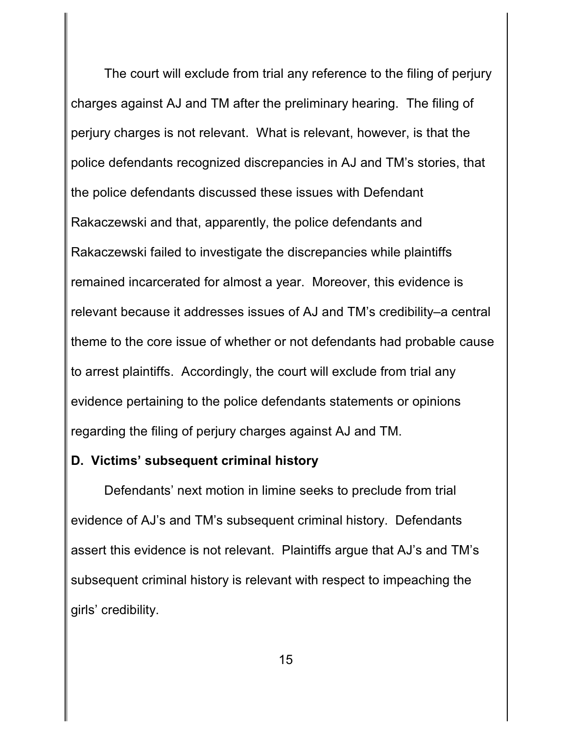The court will exclude from trial any reference to the filing of perjury charges against AJ and TM after the preliminary hearing. The filing of perjury charges is not relevant. What is relevant, however, is that the police defendants recognized discrepancies in AJ and TM's stories, that the police defendants discussed these issues with Defendant Rakaczewski and that, apparently, the police defendants and Rakaczewski failed to investigate the discrepancies while plaintiffs remained incarcerated for almost a year. Moreover, this evidence is relevant because it addresses issues of AJ and TM's credibility–a central theme to the core issue of whether or not defendants had probable cause to arrest plaintiffs. Accordingly, the court will exclude from trial any evidence pertaining to the police defendants statements or opinions regarding the filing of perjury charges against AJ and TM.

**D. Victims' subsequent criminal history**

Defendants' next motion in limine seeks to preclude from trial evidence of AJ's and TM's subsequent criminal history. Defendants assert this evidence is not relevant. Plaintiffs argue that AJ's and TM's subsequent criminal history is relevant with respect to impeaching the girls' credibility.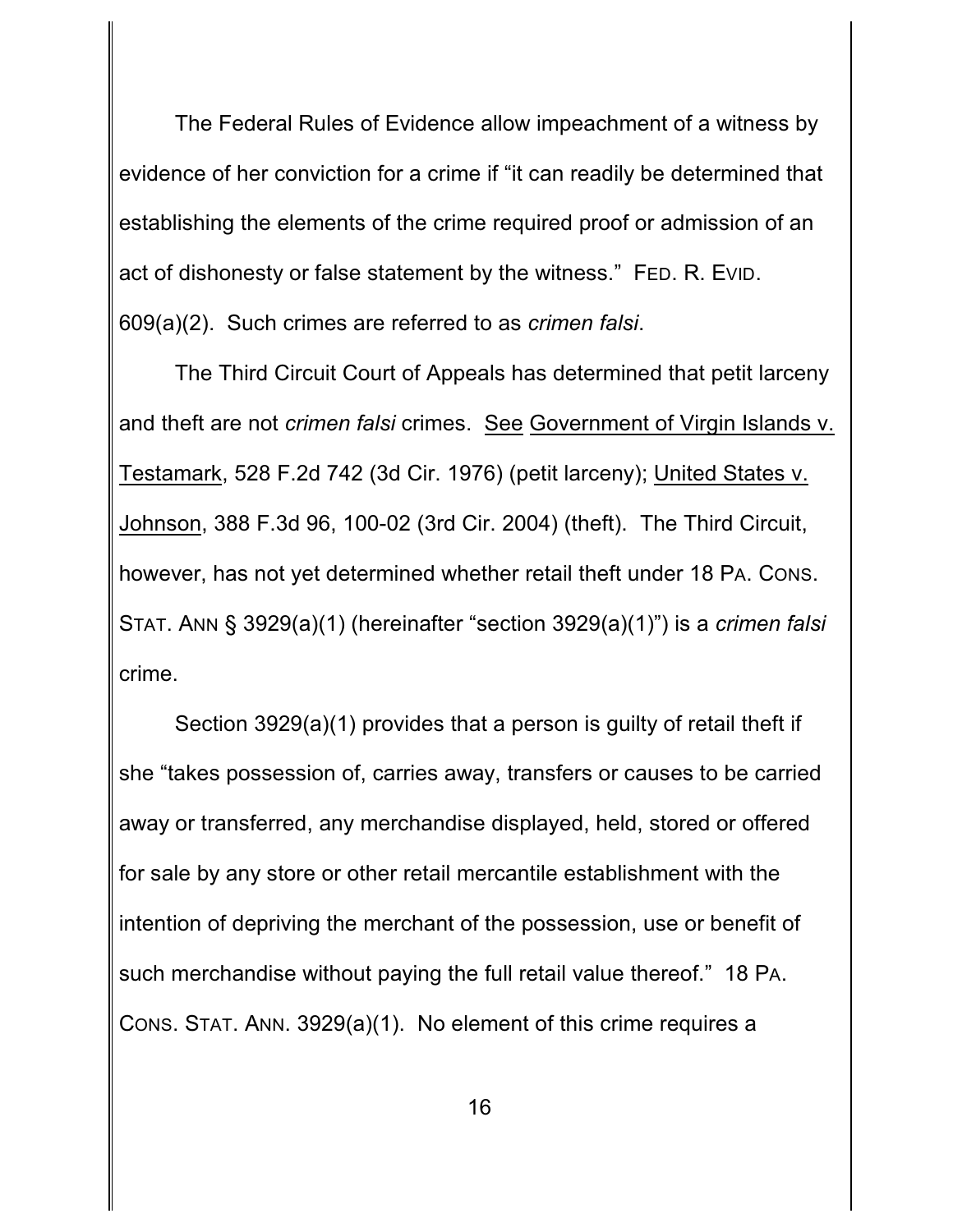The Federal Rules of Evidence allow impeachment of a witness by evidence of her conviction for a crime if "it can readily be determined that establishing the elements of the crime required proof or admission of an act of dishonesty or false statement by the witness." FED. R. EVID. 609(a)(2). Such crimes are referred to as *crimen falsi*.

The Third Circuit Court of Appeals has determined that petit larceny and theft are not *crimen falsi* crimes. See Government of Virgin Islands v. Testamark, 528 F.2d 742 (3d Cir. 1976) (petit larceny); United States v. Johnson, 388 F.3d 96, 100-02 (3rd Cir. 2004) (theft). The Third Circuit, however, has not yet determined whether retail theft under 18 PA. CONS. STAT. ANN § 3929(a)(1) (hereinafter "section 3929(a)(1)") is a *crimen falsi* crime.

Section 3929(a)(1) provides that a person is guilty of retail theft if she "takes possession of, carries away, transfers or causes to be carried away or transferred, any merchandise displayed, held, stored or offered for sale by any store or other retail mercantile establishment with the intention of depriving the merchant of the possession, use or benefit of such merchandise without paying the full retail value thereof." 18 PA. CONS. STAT. ANN. 3929(a)(1). No element of this crime requires a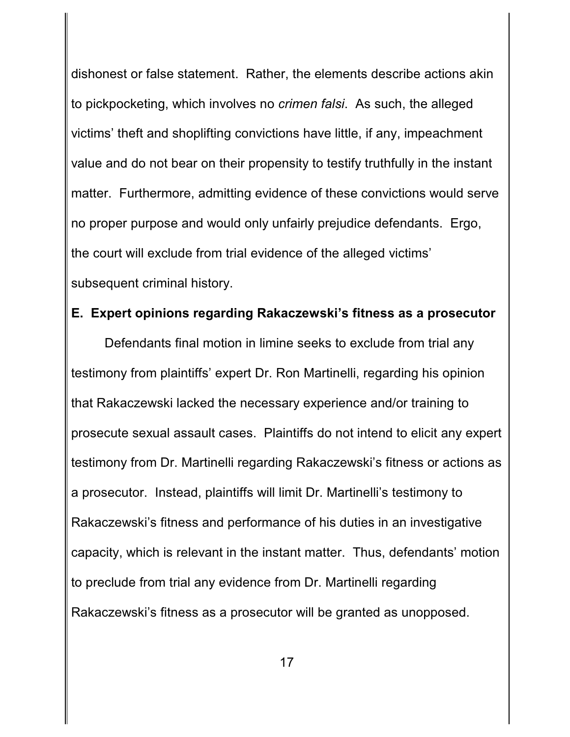dishonest or false statement. Rather, the elements describe actions akin to pickpocketing, which involves no *crimen falsi*. As such, the alleged victims' theft and shoplifting convictions have little, if any, impeachment value and do not bear on their propensity to testify truthfully in the instant matter. Furthermore, admitting evidence of these convictions would serve no proper purpose and would only unfairly prejudice defendants. Ergo, the court will exclude from trial evidence of the alleged victims' subsequent criminal history.

**E. Expert opinions regarding Rakaczewski's fitness as a prosecutor**

Defendants final motion in limine seeks to exclude from trial any testimony from plaintiffs' expert Dr. Ron Martinelli, regarding his opinion that Rakaczewski lacked the necessary experience and/or training to prosecute sexual assault cases. Plaintiffs do not intend to elicit any expert testimony from Dr. Martinelli regarding Rakaczewski's fitness or actions as a prosecutor. Instead, plaintiffs will limit Dr. Martinelli's testimony to Rakaczewski's fitness and performance of his duties in an investigative capacity, which is relevant in the instant matter. Thus, defendants' motion to preclude from trial any evidence from Dr. Martinelli regarding Rakaczewski's fitness as a prosecutor will be granted as unopposed.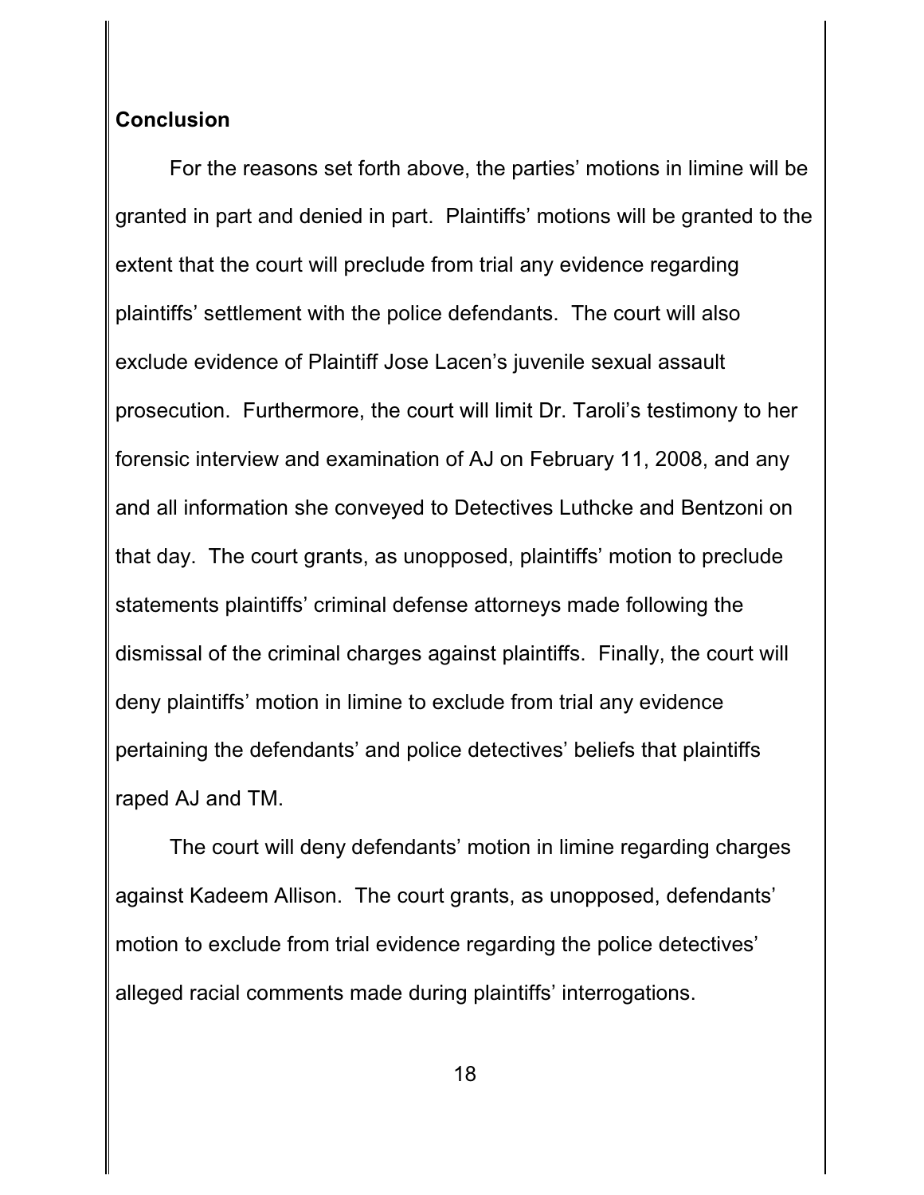## Conclusion

For the reasons set forth above, the parties' motions in limine will be granted in part and denied in part. Plaintiffs' motions will be granted to the extent that the court will preclude from trial any evidence regarding plaintiffs' settlement with the police defendants. The court will also exclude evidence of Plaintiff Jose Lacen's juvenile sexual assault prosecution. Furthermore, the court will limit Dr. Taroli's testimony to her forensic interview and examination of AJ on February 11, 2008, and any and all information she conveyed to Detectives Luthcke and Bentzoni on that day. The court grants, as unopposed, plaintiffs' motion to preclude statements plaintiffs' criminal defense attorneys made following the dismissal of the criminal charges against plaintiffs. Finally, the court will deny plaintiffs' motion in limine to exclude from trial any evidence pertaining the defendants' and police detectives' beliefs that plaintiffs raped AJ and TM.

The court will deny defendants' motion in limine regarding charges against Kadeem Allison. The court grants, as unopposed, defendants' motion to exclude from trial evidence regarding the police detectives' alleged racial comments made during plaintiffs' interrogations.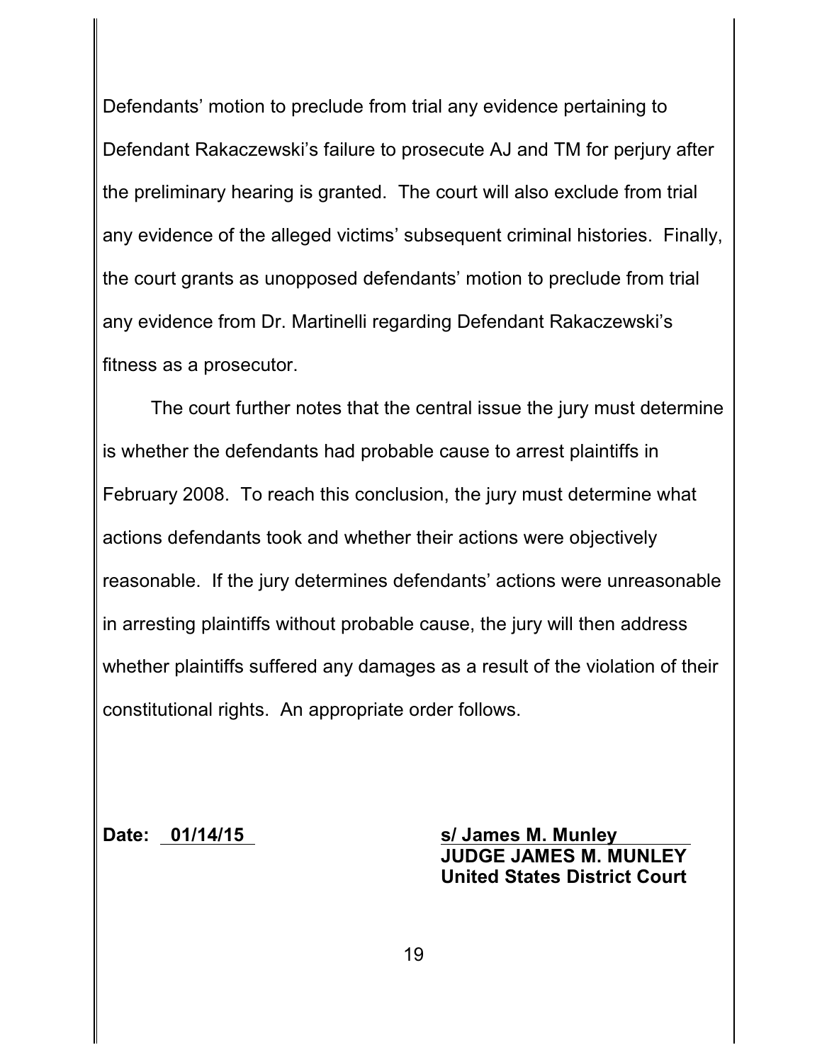Defendants' motion to preclude from trial any evidence pertaining to Defendant Rakaczewski's failure to prosecute AJ and TM for perjury after the preliminary hearing is granted. The court will also exclude from trial any evidence of the alleged victims' subsequent criminal histories. Finally, the court grants as unopposed defendants' motion to preclude from trial any evidence from Dr. Martinelli regarding Defendant Rakaczewski's fitness as a prosecutor.

The court further notes that the central issue the jury must determine is whether the defendants had probable cause to arrest plaintiffs in February 2008. To reach this conclusion, the jury must determine what actions defendants took and whether their actions were objectively reasonable. If the jury determines defendants' actions were unreasonable in arresting plaintiffs without probable cause, the jury will then address whether plaintiffs suffered any damages as a result of the violation of their constitutional rights. An appropriate order follows.

**Date: 01/14/15**

**s/ James M. Munley**
**JUDGE JAMES M. MUNLEY**
**United States District Court**